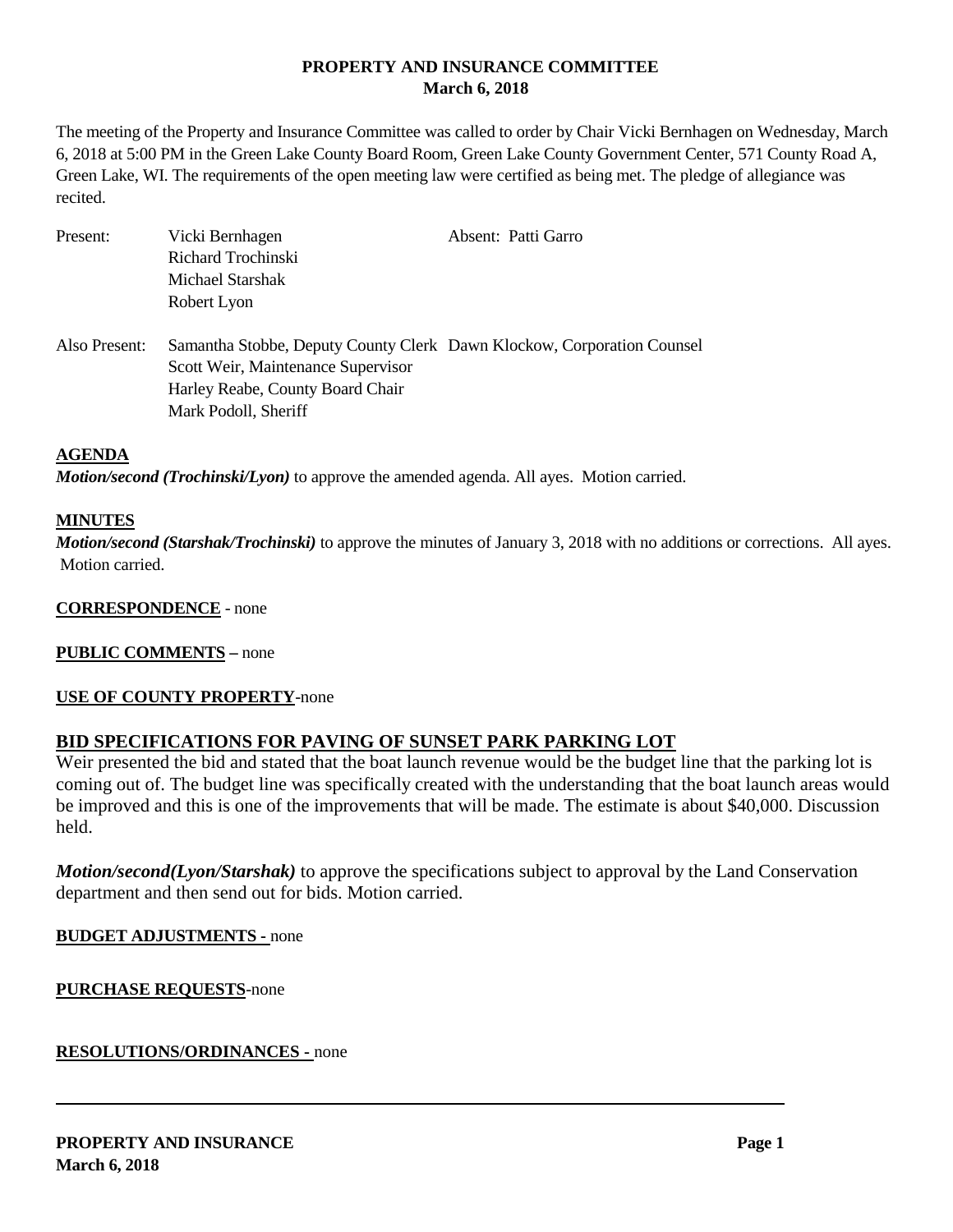# PROPERTY AND INSURANCE COMMITTEE
## March 6, 2018

The meeting of the Property and Insurance Committee was called to order by Chair Vicki Bernhagen on Wednesday, March 6, 2018 at 5:00 PM in the Green Lake County Board Room, Green Lake County Government Center, 571 County Road A, Green Lake, WI. The requirements of the open meeting law were certified as being met. The pledge of allegiance was recited.

| Present: | Vicki Bernhagen | Absent: Patti Garro |
|---|---|---|
| | Richard Trochinski | |
| | Michael Starshak | |
| | Robert Lyon | |

| Also Present: | Samantha Stobbe, Deputy County Clerk | Dawn Klockow, Corporation Counsel |
|---|---|---|
| | Scott Weir, Maintenance Supervisor | |
| | Harley Reabe, County Board Chair | |
| | Mark Podoll, Sheriff | |

**AGENDA**

***Motion/second (Trochinski/Lyon)*** to approve the amended agenda. All ayes. Motion carried.

**MINUTES**

***Motion/second (Starshak/Trochinski)*** to approve the minutes of January 3, 2018 with no additions or corrections. All ayes. Motion carried.

**CORRESPONDENCE** - none

**PUBLIC COMMENTS –** none

**USE OF COUNTY PROPERTY**-none

**BID SPECIFICATIONS FOR PAVING OF SUNSET PARK PARKING LOT**

Weir presented the bid and stated that the boat launch revenue would be the budget line that the parking lot is coming out of. The budget line was specifically created with the understanding that the boat launch areas would be improved and this is one of the improvements that will be made. The estimate is about $40,000. Discussion held.

***Motion/second(Lyon/Starshak)*** to approve the specifications subject to approval by the Land Conservation department and then send out for bids. Motion carried.

**BUDGET ADJUSTMENTS -** none

**PURCHASE REQUESTS**-none

**RESOLUTIONS/ORDINANCES -** none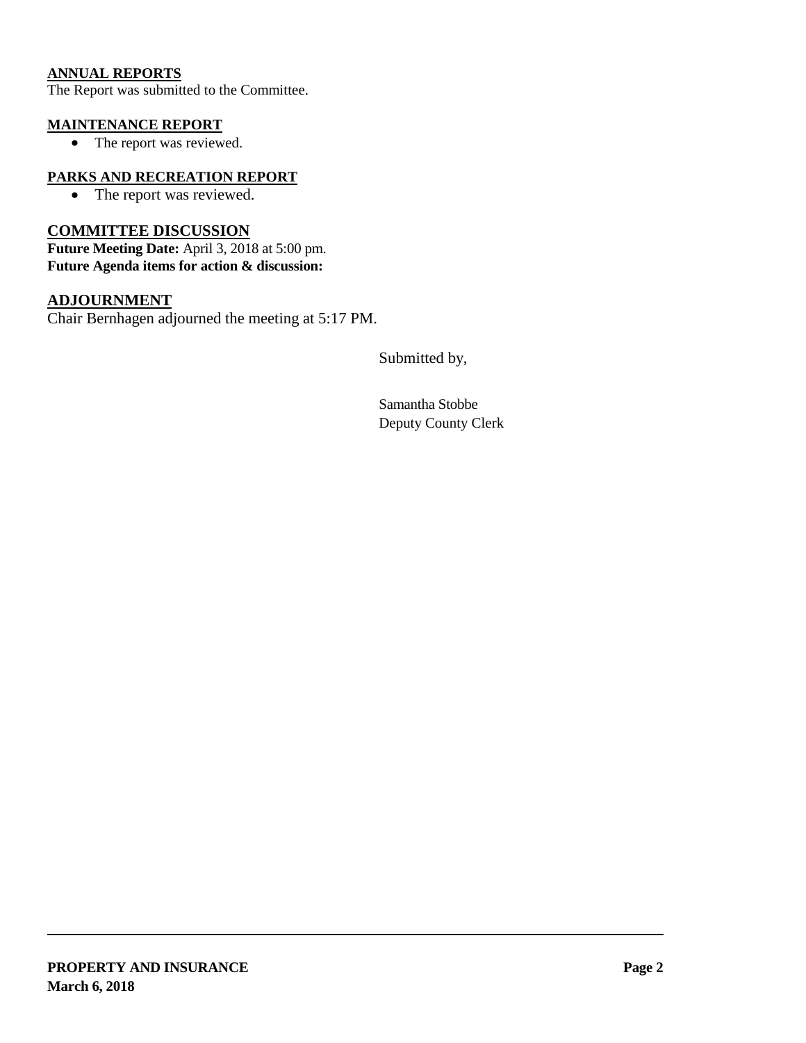**ANNUAL REPORTS**

The Report was submitted to the Committee.

**MAINTENANCE REPORT**

- The report was reviewed.

**PARKS AND RECREATION REPORT**

- The report was reviewed.

## COMMITTEE DISCUSSION

**Future Meeting Date:** April 3, 2018 at 5:00 pm.

**Future Agenda items for action & discussion:**

## ADJOURNMENT

Chair Bernhagen adjourned the meeting at 5:17 PM.

Submitted by,

Samantha Stobbe
Deputy County Clerk